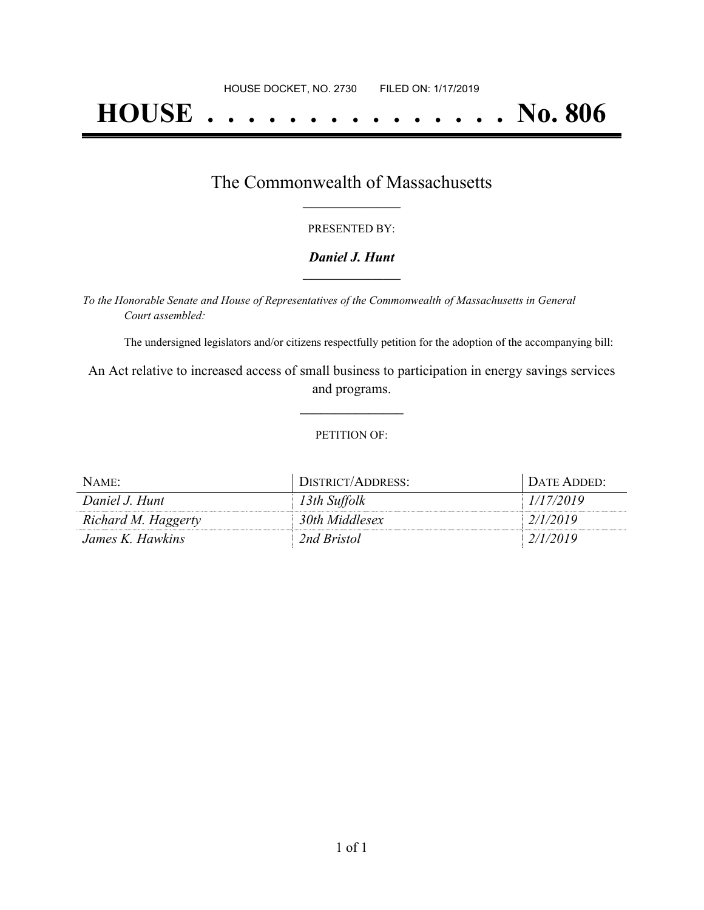HOUSE DOCKET, NO. 2730 FILED ON: 1/17/2019

# HOUSE . . . . . . . . . . . . . . . No. 806

## The Commonwealth of Massachusetts

PRESENTED BY:

***Daniel J. Hunt***

*To the Honorable Senate and House of Representatives of the Commonwealth of Massachusetts in General Court assembled:*

The undersigned legislators and/or citizens respectfully petition for the adoption of the accompanying bill:

An Act relative to increased access of small business to participation in energy savings services and programs.

PETITION OF:

| NAME: | DISTRICT/ADDRESS: | DATE ADDED: |
| --- | --- | --- |
| *Daniel J. Hunt* | *13th Suffolk* | *1/17/2019* |
| *Richard M. Haggerty* | *30th Middlesex* | *2/1/2019* |
| *James K. Hawkins* | *2nd Bristol* | *2/1/2019* |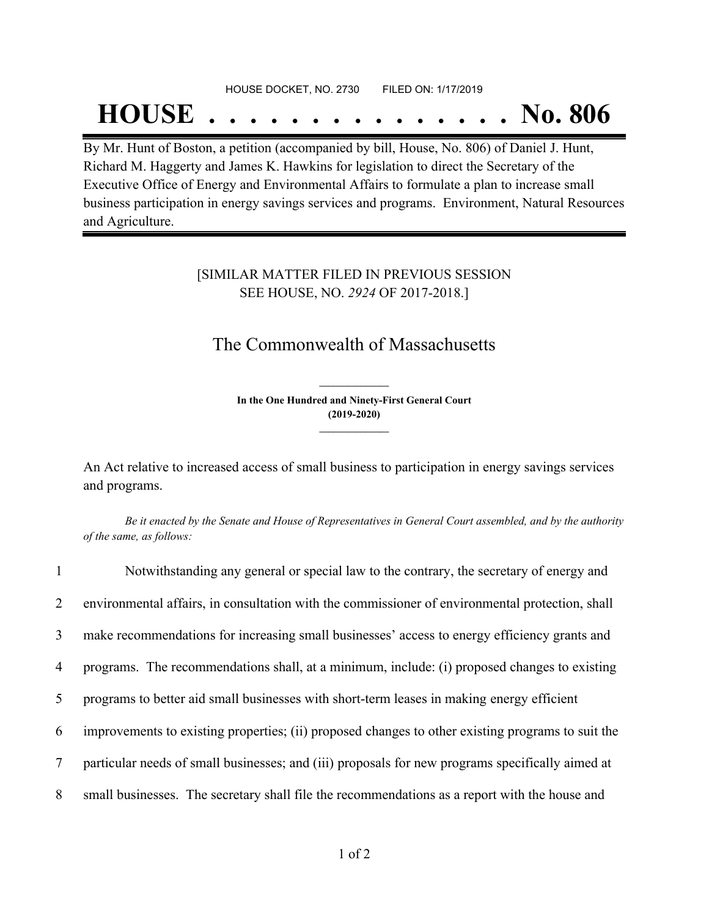HOUSE DOCKET, NO. 2730 FILED ON: 1/17/2019

# HOUSE . . . . . . . . . . . . . . . No. 806

By Mr. Hunt of Boston, a petition (accompanied by bill, House, No. 806) of Daniel J. Hunt, Richard M. Haggerty and James K. Hawkins for legislation to direct the Secretary of the Executive Office of Energy and Environmental Affairs to formulate a plan to increase small business participation in energy savings services and programs. Environment, Natural Resources and Agriculture.

[SIMILAR MATTER FILED IN PREVIOUS SESSION SEE HOUSE, NO. *2924* OF 2017-2018.]

## The Commonwealth of Massachusetts

**In the One Hundred and Ninety-First General Court (2019-2020)**

An Act relative to increased access of small business to participation in energy savings services and programs.

*Be it enacted by the Senate and House of Representatives in General Court assembled, and by the authority of the same, as follows:*

1 Notwithstanding any general or special law to the contrary, the secretary of energy and
2 environmental affairs, in consultation with the commissioner of environmental protection, shall
3 make recommendations for increasing small businesses' access to energy efficiency grants and
4 programs. The recommendations shall, at a minimum, include: (i) proposed changes to existing
5 programs to better aid small businesses with short-term leases in making energy efficient
6 improvements to existing properties; (ii) proposed changes to other existing programs to suit the
7 particular needs of small businesses; and (iii) proposals for new programs specifically aimed at
8 small businesses. The secretary shall file the recommendations as a report with the house and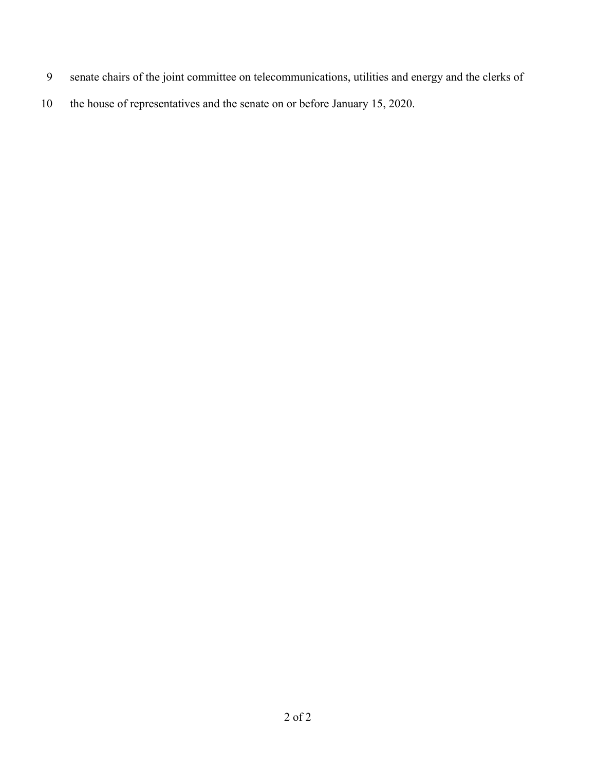senate chairs of the joint committee on telecommunications, utilities and energy and the clerks of the house of representatives and the senate on or before January 15, 2020.